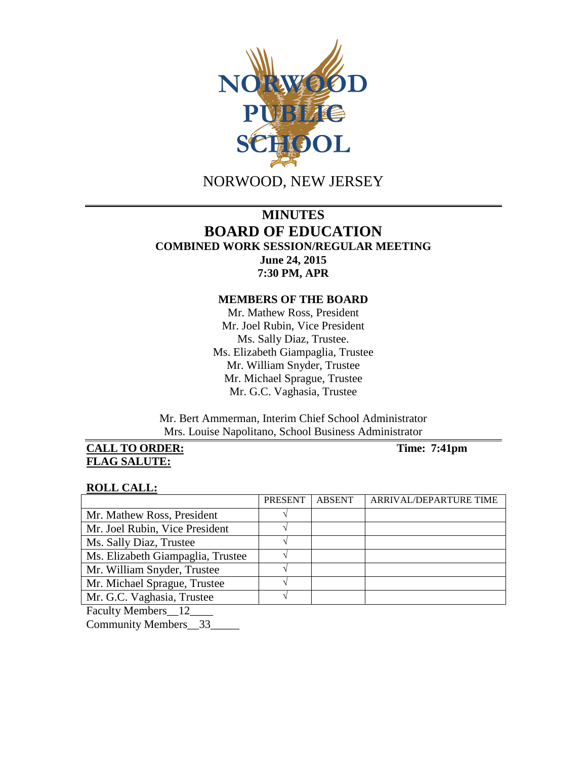NORWOOD PUBLIC SCHOOL

NORWOOD, NEW JERSEY

# MINUTES
# BOARD OF EDUCATION
## COMBINED WORK SESSION/REGULAR MEETING
**June 24, 2015**
**7:30 PM, APR**

### MEMBERS OF THE BOARD

Mr. Mathew Ross, President
Mr. Joel Rubin, Vice President
Ms. Sally Diaz, Trustee.
Ms. Elizabeth Giampaglia, Trustee
Mr. William Snyder, Trustee
Mr. Michael Sprague, Trustee
Mr. G.C. Vaghasia, Trustee

Mr. Bert Ammerman, Interim Chief School Administrator
Mrs. Louise Napolitano, School Business Administrator

**CALL TO ORDER:** **Time: 7:41pm**

**FLAG SALUTE:**

**ROLL CALL:**

| | PRESENT | ABSENT | ARRIVAL/DEPARTURE TIME |
|---|---|---|---|
| Mr. Mathew Ross, President | √ | | |
| Mr. Joel Rubin, Vice President | √ | | |
| Ms. Sally Diaz, Trustee | √ | | |
| Ms. Elizabeth Giampaglia, Trustee | √ | | |
| Mr. William Snyder, Trustee | √ | | |
| Mr. Michael Sprague, Trustee | √ | | |
| Mr. G.C. Vaghasia, Trustee | √ | | |

Faculty Members__12____

Community Members__33_____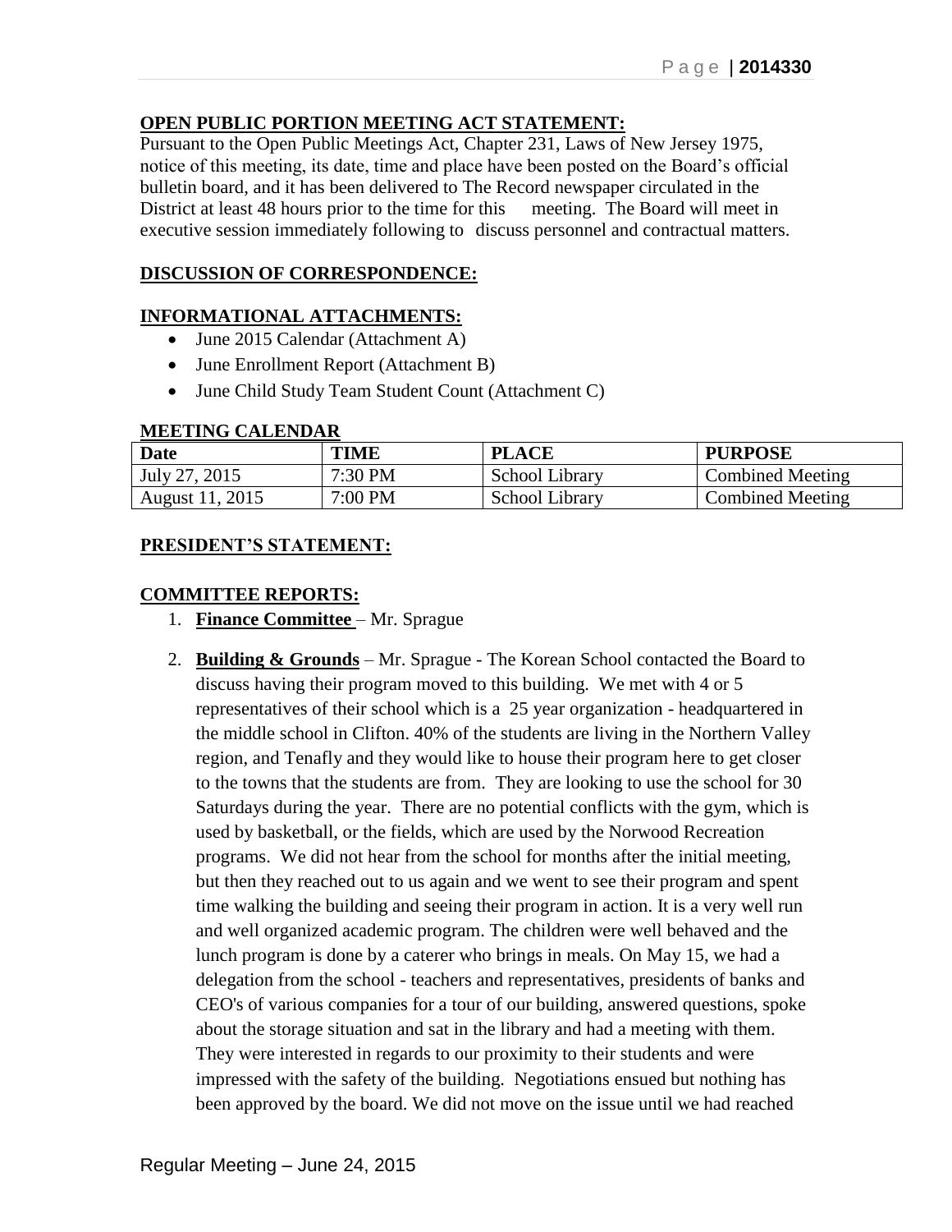**OPEN PUBLIC PORTION MEETING ACT STATEMENT:**
Pursuant to the Open Public Meetings Act, Chapter 231, Laws of New Jersey 1975, notice of this meeting, its date, time and place have been posted on the Board's official bulletin board, and it has been delivered to The Record newspaper circulated in the District at least 48 hours prior to the time for this meeting. The Board will meet in executive session immediately following to discuss personnel and contractual matters.

**DISCUSSION OF CORRESPONDENCE:**

**INFORMATIONAL ATTACHMENTS:**

- June 2015 Calendar (Attachment A)
- June Enrollment Report (Attachment B)
- June Child Study Team Student Count (Attachment C)

**MEETING CALENDAR**

| Date | TIME | PLACE | PURPOSE |
|---|---|---|---|
| July 27, 2015 | 7:30 PM | School Library | Combined Meeting |
| August 11, 2015 | 7:00 PM | School Library | Combined Meeting |

**PRESIDENT'S STATEMENT:**

**COMMITTEE REPORTS:**

1. **Finance Committee** – Mr. Sprague
2. **Building & Grounds** – Mr. Sprague - The Korean School contacted the Board to discuss having their program moved to this building. We met with 4 or 5 representatives of their school which is a 25 year organization - headquartered in the middle school in Clifton. 40% of the students are living in the Northern Valley region, and Tenafly and they would like to house their program here to get closer to the towns that the students are from. They are looking to use the school for 30 Saturdays during the year. There are no potential conflicts with the gym, which is used by basketball, or the fields, which are used by the Norwood Recreation programs. We did not hear from the school for months after the initial meeting, but then they reached out to us again and we went to see their program and spent time walking the building and seeing their program in action. It is a very well run and well organized academic program. The children were well behaved and the lunch program is done by a caterer who brings in meals. On May 15, we had a delegation from the school - teachers and representatives, presidents of banks and CEO's of various companies for a tour of our building, answered questions, spoke about the storage situation and sat in the library and had a meeting with them. They were interested in regards to our proximity to their students and were impressed with the safety of the building. Negotiations ensued but nothing has been approved by the board. We did not move on the issue until we had reached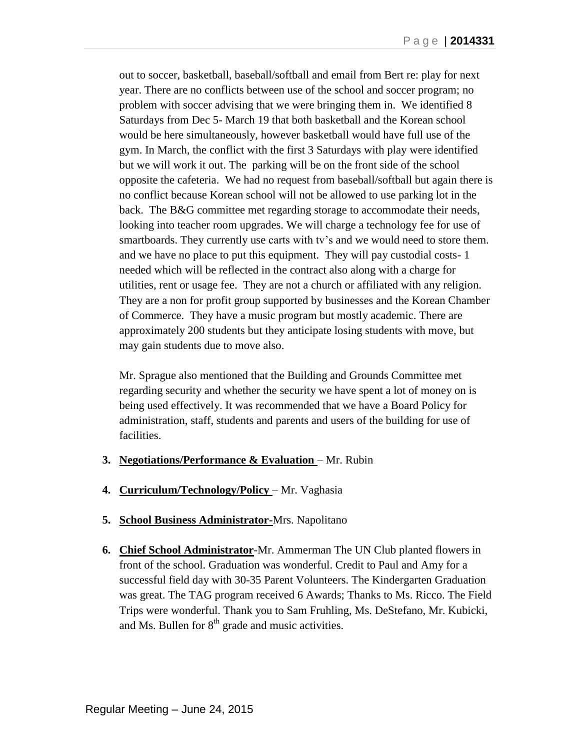out to soccer, basketball, baseball/softball and email from Bert re: play for next year. There are no conflicts between use of the school and soccer program; no problem with soccer advising that we were bringing them in. We identified 8 Saturdays from Dec 5- March 19 that both basketball and the Korean school would be here simultaneously, however basketball would have full use of the gym. In March, the conflict with the first 3 Saturdays with play were identified but we will work it out. The parking will be on the front side of the school opposite the cafeteria. We had no request from baseball/softball but again there is no conflict because Korean school will not be allowed to use parking lot in the back. The B&G committee met regarding storage to accommodate their needs, looking into teacher room upgrades. We will charge a technology fee for use of smartboards. They currently use carts with tv's and we would need to store them. and we have no place to put this equipment. They will pay custodial costs- 1 needed which will be reflected in the contract also along with a charge for utilities, rent or usage fee. They are not a church or affiliated with any religion. They are a non for profit group supported by businesses and the Korean Chamber of Commerce. They have a music program but mostly academic. There are approximately 200 students but they anticipate losing students with move, but may gain students due to move also.

Mr. Sprague also mentioned that the Building and Grounds Committee met regarding security and whether the security we have spent a lot of money on is being used effectively. It was recommended that we have a Board Policy for administration, staff, students and parents and users of the building for use of facilities.

3. **Negotiations/Performance & Evaluation** – Mr. Rubin

4. **Curriculum/Technology/Policy** – Mr. Vaghasia

5. **School Business Administrator**-Mrs. Napolitano

6. **Chief School Administrator**-Mr. Ammerman The UN Club planted flowers in front of the school. Graduation was wonderful. Credit to Paul and Amy for a successful field day with 30-35 Parent Volunteers. The Kindergarten Graduation was great. The TAG program received 6 Awards; Thanks to Ms. Ricco. The Field Trips were wonderful. Thank you to Sam Fruhling, Ms. DeStefano, Mr. Kubicki, and Ms. Bullen for 8th grade and music activities.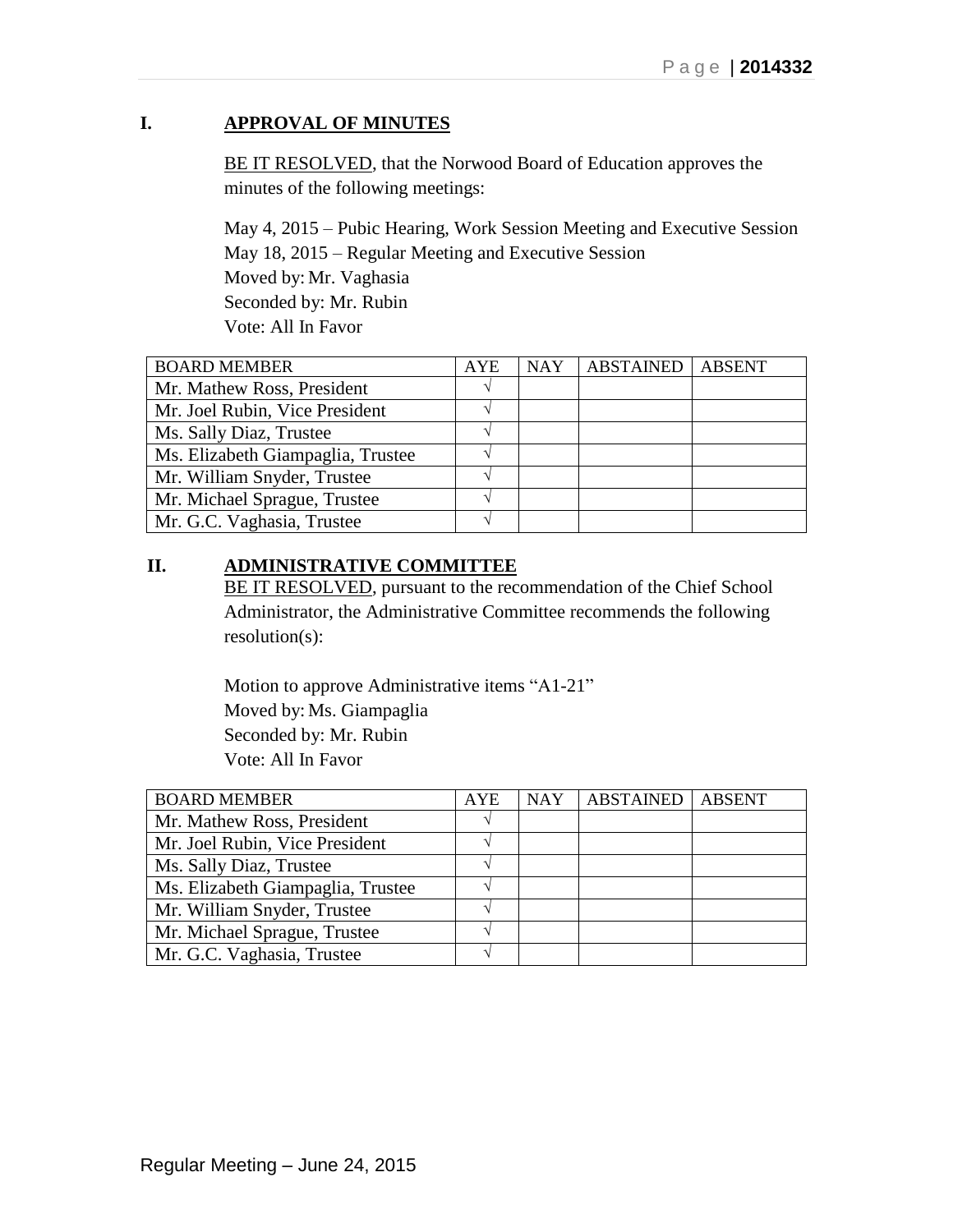## I. APPROVAL OF MINUTES

BE IT RESOLVED, that the Norwood Board of Education approves the minutes of the following meetings:

May 4, 2015 – Pubic Hearing, Work Session Meeting and Executive Session
May 18, 2015 – Regular Meeting and Executive Session
Moved by: Mr. Vaghasia
Seconded by: Mr. Rubin
Vote: All In Favor

| BOARD MEMBER | AYE | NAY | ABSTAINED | ABSENT |
|---|---|---|---|---|
| Mr. Mathew Ross, President | √ | | | |
| Mr. Joel Rubin, Vice President | √ | | | |
| Ms. Sally Diaz, Trustee | √ | | | |
| Ms. Elizabeth Giampaglia, Trustee | √ | | | |
| Mr. William Snyder, Trustee | √ | | | |
| Mr. Michael Sprague, Trustee | √ | | | |
| Mr. G.C. Vaghasia, Trustee | √ | | | |

## II. ADMINISTRATIVE COMMITTEE

BE IT RESOLVED, pursuant to the recommendation of the Chief School Administrator, the Administrative Committee recommends the following resolution(s):

Motion to approve Administrative items "A1-21"
Moved by: Ms. Giampaglia
Seconded by: Mr. Rubin
Vote: All In Favor

| BOARD MEMBER | AYE | NAY | ABSTAINED | ABSENT |
|---|---|---|---|---|
| Mr. Mathew Ross, President | √ | | | |
| Mr. Joel Rubin, Vice President | √ | | | |
| Ms. Sally Diaz, Trustee | √ | | | |
| Ms. Elizabeth Giampaglia, Trustee | √ | | | |
| Mr. William Snyder, Trustee | √ | | | |
| Mr. Michael Sprague, Trustee | √ | | | |
| Mr. G.C. Vaghasia, Trustee | √ | | | |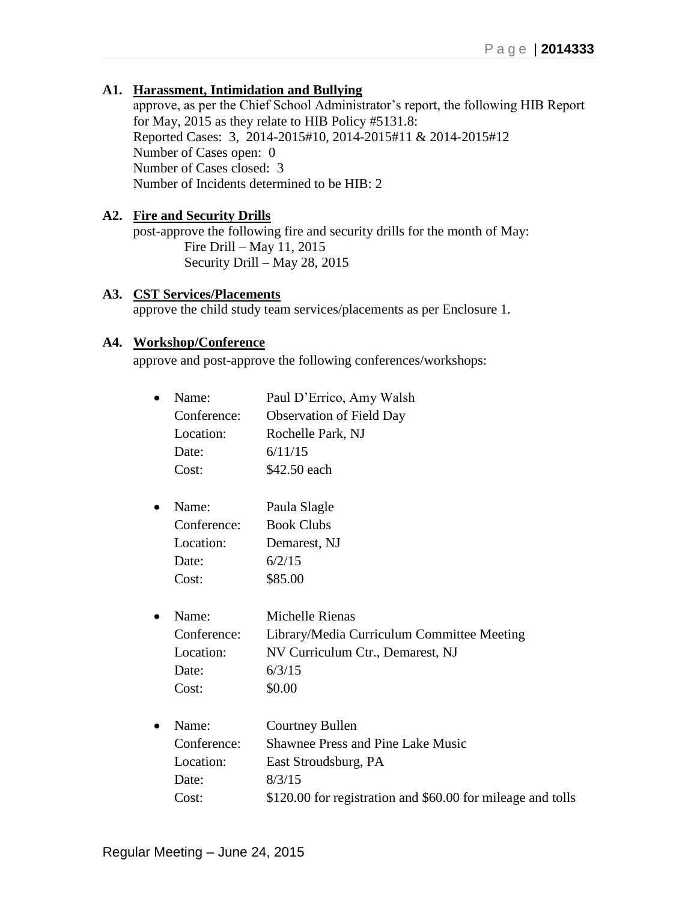### A1. **Harassment, Intimidation and Bullying**

approve, as per the Chief School Administrator's report, the following HIB Report for May, 2015 as they relate to HIB Policy #5131.8:
Reported Cases: 3, 2014-2015#10, 2014-2015#11 & 2014-2015#12
Number of Cases open: 0
Number of Cases closed: 3
Number of Incidents determined to be HIB: 2

### A2. **Fire and Security Drills**

post-approve the following fire and security drills for the month of May:
Fire Drill – May 11, 2015
Security Drill – May 28, 2015

### A3. **CST Services/Placements**

approve the child study team services/placements as per Enclosure 1.

### A4. **Workshop/Conference**

approve and post-approve the following conferences/workshops:

- Name: Paul D'Errico, Amy Walsh
  Conference: Observation of Field Day
  Location: Rochelle Park, NJ
  Date: 6/11/15
  Cost: $42.50 each

- Name: Paula Slagle
  Conference: Book Clubs
  Location: Demarest, NJ
  Date: 6/2/15
  Cost: $85.00

- Name: Michelle Rienas
  Conference: Library/Media Curriculum Committee Meeting
  Location: NV Curriculum Ctr., Demarest, NJ
  Date: 6/3/15
  Cost: $0.00

- Name: Courtney Bullen
  Conference: Shawnee Press and Pine Lake Music
  Location: East Stroudsburg, PA
  Date: 8/3/15
  Cost: $120.00 for registration and $60.00 for mileage and tolls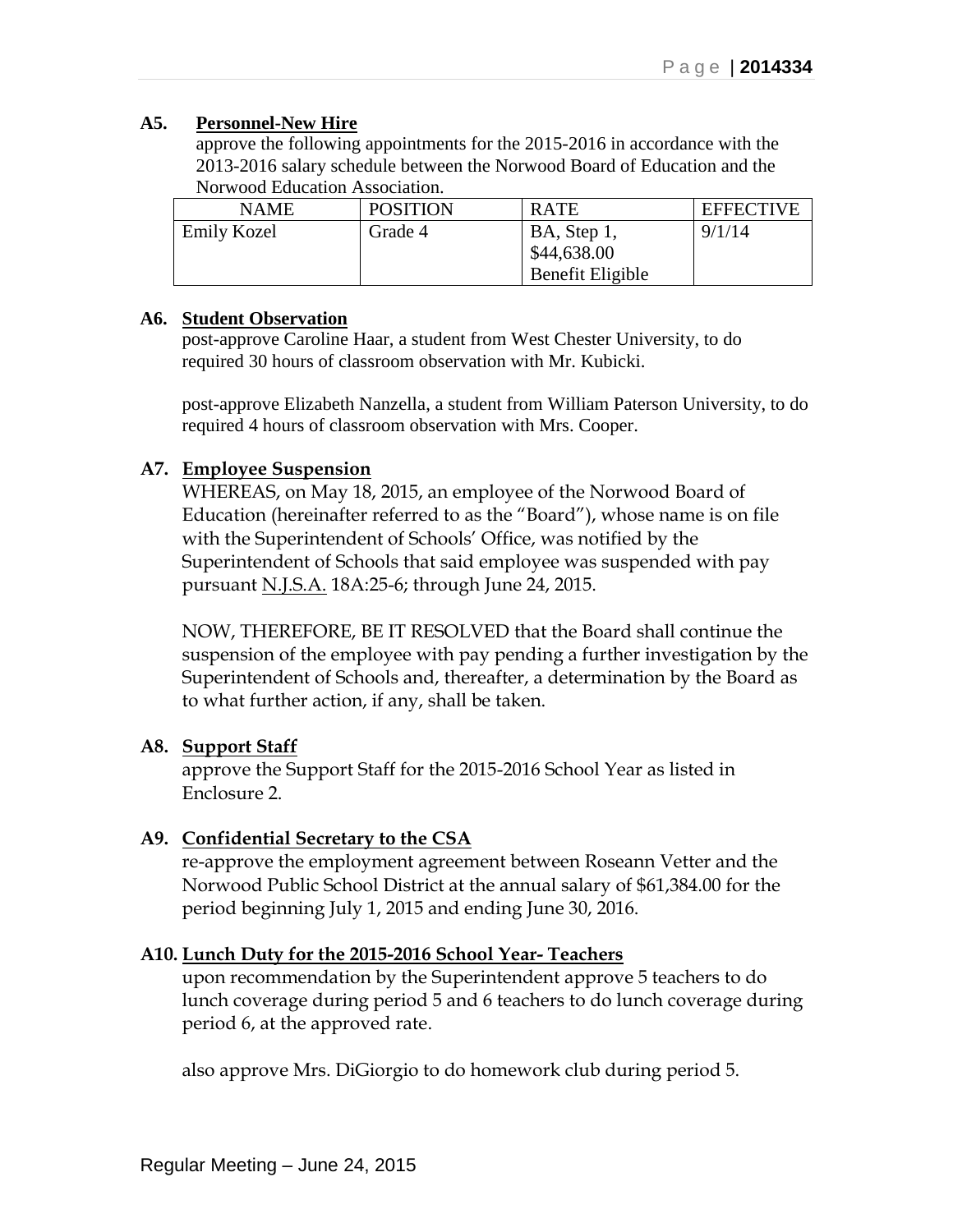**A5. Personnel-New Hire**

approve the following appointments for the 2015-2016 in accordance with the 2013-2016 salary schedule between the Norwood Board of Education and the Norwood Education Association.

| NAME | POSITION | RATE | EFFECTIVE |
|---|---|---|---|
| Emily Kozel | Grade 4 | BA, Step 1, \$44,638.00 Benefit Eligible | 9/1/14 |

**A6. Student Observation**

post-approve Caroline Haar, a student from West Chester University, to do required 30 hours of classroom observation with Mr. Kubicki.

post-approve Elizabeth Nanzella, a student from William Paterson University, to do required 4 hours of classroom observation with Mrs. Cooper.

**A7. Employee Suspension**

WHEREAS, on May 18, 2015, an employee of the Norwood Board of Education (hereinafter referred to as the "Board"), whose name is on file with the Superintendent of Schools' Office, was notified by the Superintendent of Schools that said employee was suspended with pay pursuant N.J.S.A. 18A:25-6; through June 24, 2015.

NOW, THEREFORE, BE IT RESOLVED that the Board shall continue the suspension of the employee with pay pending a further investigation by the Superintendent of Schools and, thereafter, a determination by the Board as to what further action, if any, shall be taken.

**A8. Support Staff**

approve the Support Staff for the 2015-2016 School Year as listed in Enclosure 2.

**A9. Confidential Secretary to the CSA**

re-approve the employment agreement between Roseann Vetter and the Norwood Public School District at the annual salary of \$61,384.00 for the period beginning July 1, 2015 and ending June 30, 2016.

**A10. Lunch Duty for the 2015-2016 School Year- Teachers**

upon recommendation by the Superintendent approve 5 teachers to do lunch coverage during period 5 and 6 teachers to do lunch coverage during period 6, at the approved rate.

also approve Mrs. DiGiorgio to do homework club during period 5.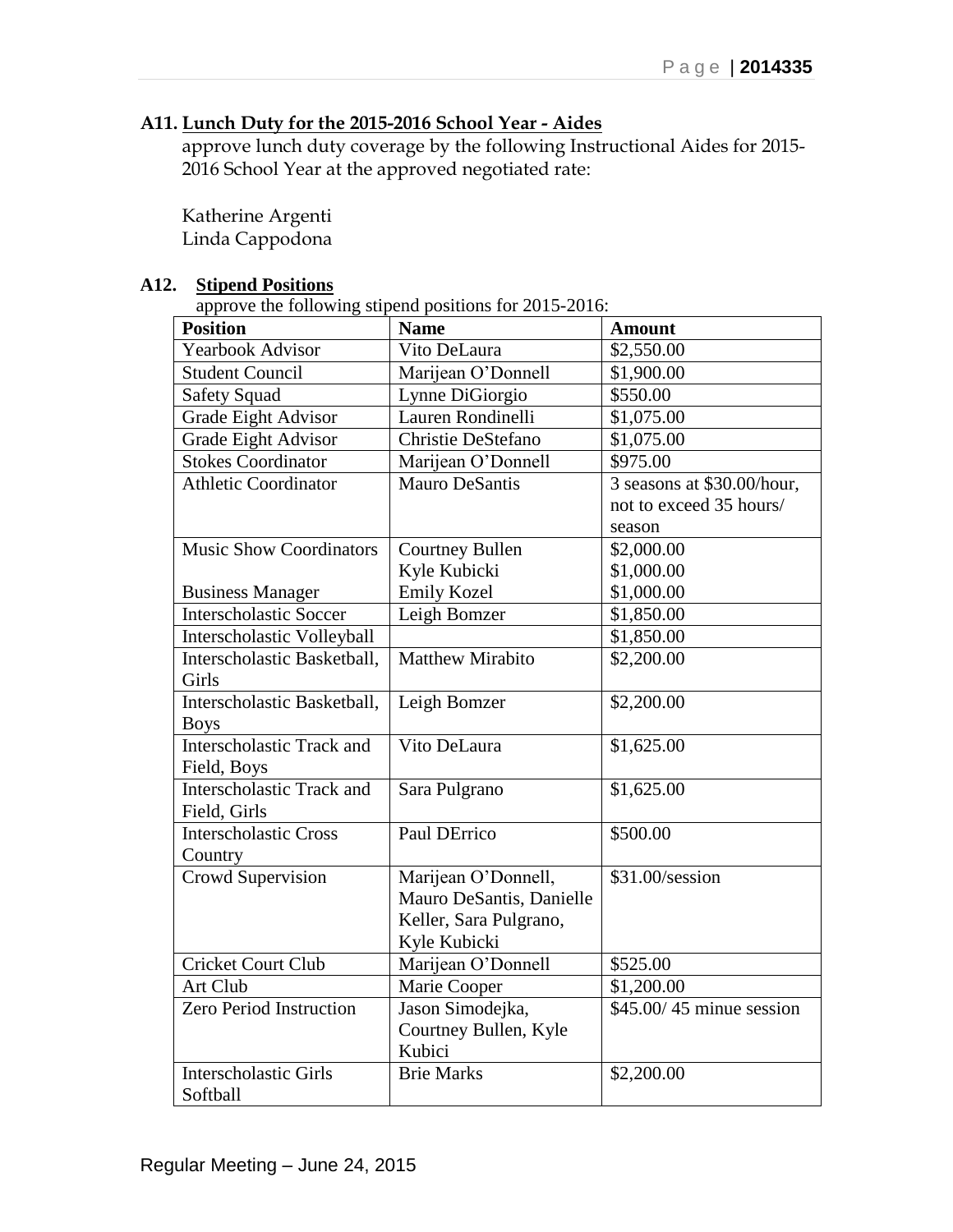**A11. Lunch Duty for the 2015-2016 School Year - Aides**

approve lunch duty coverage by the following Instructional Aides for 2015-2016 School Year at the approved negotiated rate:

Katherine Argenti
Linda Cappodona

**A12. Stipend Positions**

approve the following stipend positions for 2015-2016:

| Position | Name | Amount |
|---|---|---|
| Yearbook Advisor | Vito DeLaura | $2,550.00 |
| Student Council | Marijean O'Donnell | $1,900.00 |
| Safety Squad | Lynne DiGiorgio | $550.00 |
| Grade Eight Advisor | Lauren Rondinelli | $1,075.00 |
| Grade Eight Advisor | Christie DeStefano | $1,075.00 |
| Stokes Coordinator | Marijean O'Donnell | $975.00 |
| Athletic Coordinator | Mauro DeSantis | 3 seasons at $30.00/hour, not to exceed 35 hours/ season |
| Music Show Coordinators<br><br>Business Manager | Courtney Bullen<br>Kyle Kubicki<br>Emily Kozel | $2,000.00<br>$1,000.00<br>$1,000.00 |
| Interscholastic Soccer | Leigh Bomzer | $1,850.00 |
| Interscholastic Volleyball | | $1,850.00 |
| Interscholastic Basketball, Girls | Matthew Mirabito | $2,200.00 |
| Interscholastic Basketball, Boys | Leigh Bomzer | $2,200.00 |
| Interscholastic Track and Field, Boys | Vito DeLaura | $1,625.00 |
| Interscholastic Track and Field, Girls | Sara Pulgrano | $1,625.00 |
| Interscholastic Cross Country | Paul DErrico | $500.00 |
| Crowd Supervision | Marijean O'Donnell, Mauro DeSantis, Danielle Keller, Sara Pulgrano, Kyle Kubicki | $31.00/session |
| Cricket Court Club | Marijean O'Donnell | $525.00 |
| Art Club | Marie Cooper | $1,200.00 |
| Zero Period Instruction | Jason Simodejka, Courtney Bullen, Kyle Kubici | $45.00/ 45 minue session |
| Interscholastic Girls Softball | Brie Marks | $2,200.00 |

Regular Meeting – June 24, 2015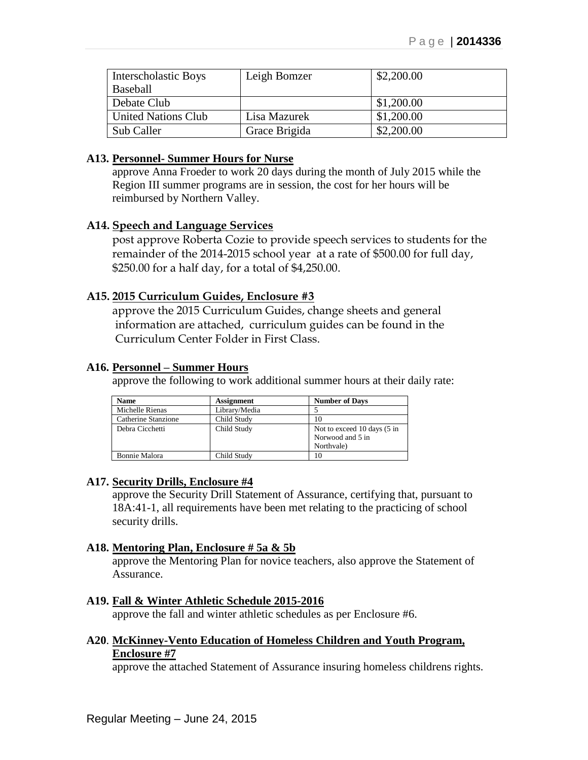| Interscholastic Boys Baseball | Leigh Bomzer | $2,200.00 |
|---|---|---|
| Debate Club | | $1,200.00 |
| United Nations Club | Lisa Mazurek | $1,200.00 |
| Sub Caller | Grace Brigida | $2,200.00 |

**A13. <u>Personnel- Summer Hours for Nurse</u>**

approve Anna Froeder to work 20 days during the month of July 2015 while the Region III summer programs are in session, the cost for her hours will be reimbursed by Northern Valley.

**A14. <u>Speech and Language Services</u>**

post approve Roberta Cozie to provide speech services to students for the remainder of the 2014-2015 school year at a rate of $500.00 for full day, $250.00 for a half day, for a total of $4,250.00.

**A15. <u>2015 Curriculum Guides, Enclosure #3</u>**

approve the 2015 Curriculum Guides, change sheets and general information are attached, curriculum guides can be found in the Curriculum Center Folder in First Class.

**A16. <u>Personnel – Summer Hours</u>**

approve the following to work additional summer hours at their daily rate:

| Name | Assignment | Number of Days |
|---|---|---|
| Michelle Rienas | Library/Media | 5 |
| Catherine Stanzione | Child Study | 10 |
| Debra Cicchetti | Child Study | Not to exceed 10 days (5 in Norwood and 5 in Northvale) |
| Bonnie Malora | Child Study | 10 |

**A17. <u>Security Drills, Enclosure #4</u>**

approve the Security Drill Statement of Assurance, certifying that, pursuant to 18A:41-1, all requirements have been met relating to the practicing of school security drills.

**A18. <u>Mentoring Plan, Enclosure # 5a & 5b</u>**

approve the Mentoring Plan for novice teachers, also approve the Statement of Assurance.

**A19. <u>Fall & Winter Athletic Schedule 2015-2016</u>**

approve the fall and winter athletic schedules as per Enclosure #6.

**A20**. **<u>McKinney-Vento Education of Homeless Children and Youth Program, Enclosure #7</u>**

approve the attached Statement of Assurance insuring homeless childrens rights.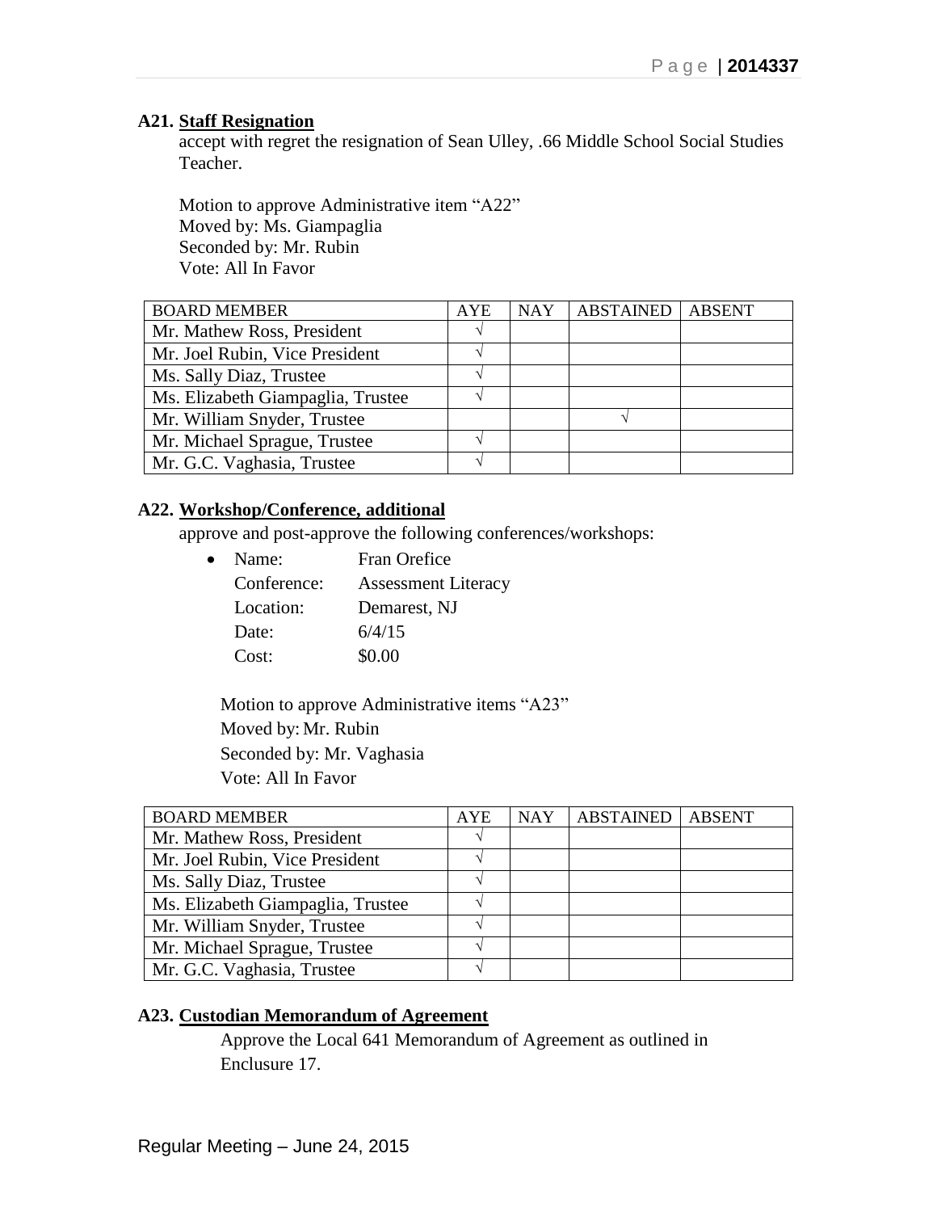**A21. Staff Resignation**

accept with regret the resignation of Sean Ulley, .66 Middle School Social Studies Teacher.

Motion to approve Administrative item "A22"
Moved by: Ms. Giampaglia
Seconded by: Mr. Rubin
Vote: All In Favor

| BOARD MEMBER | AYE | NAY | ABSTAINED | ABSENT |
|---|---|---|---|---|
| Mr. Mathew Ross, President | √ | | | |
| Mr. Joel Rubin, Vice President | √ | | | |
| Ms. Sally Diaz, Trustee | √ | | | |
| Ms. Elizabeth Giampaglia, Trustee | √ | | | |
| Mr. William Snyder, Trustee | | | √ | |
| Mr. Michael Sprague, Trustee | √ | | | |
| Mr. G.C. Vaghasia, Trustee | √ | | | |

**A22. Workshop/Conference, additional**

approve and post-approve the following conferences/workshops:

- Name: Fran Orefice
  Conference: Assessment Literacy
  Location: Demarest, NJ
  Date: 6/4/15
  Cost: $0.00

Motion to approve Administrative items "A23"
Moved by: Mr. Rubin
Seconded by: Mr. Vaghasia
Vote: All In Favor

| BOARD MEMBER | AYE | NAY | ABSTAINED | ABSENT |
|---|---|---|---|---|
| Mr. Mathew Ross, President | √ | | | |
| Mr. Joel Rubin, Vice President | √ | | | |
| Ms. Sally Diaz, Trustee | √ | | | |
| Ms. Elizabeth Giampaglia, Trustee | √ | | | |
| Mr. William Snyder, Trustee | √ | | | |
| Mr. Michael Sprague, Trustee | √ | | | |
| Mr. G.C. Vaghasia, Trustee | √ | | | |

**A23. Custodian Memorandum of Agreement**

Approve the Local 641 Memorandum of Agreement as outlined in Enclusure 17.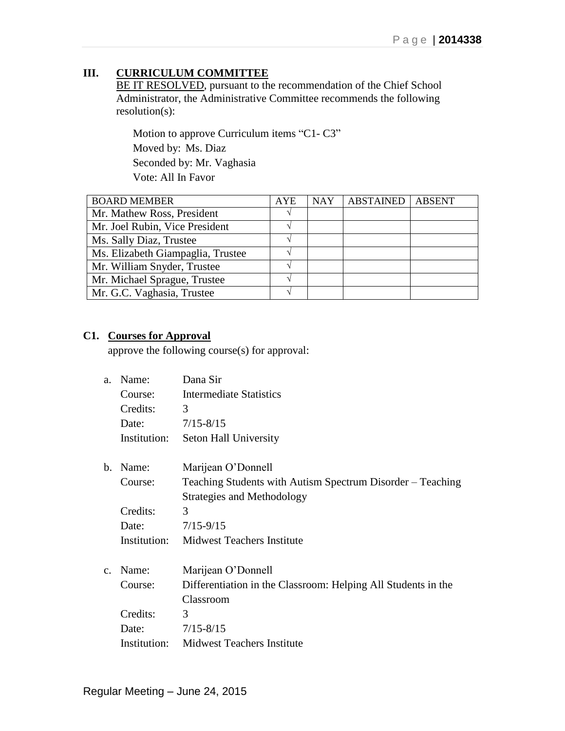## III. CURRICULUM COMMITTEE

BE IT RESOLVED, pursuant to the recommendation of the Chief School Administrator, the Administrative Committee recommends the following resolution(s):

Motion to approve Curriculum items "C1- C3"
Moved by: Ms. Diaz
Seconded by: Mr. Vaghasia
Vote: All In Favor

| BOARD MEMBER | AYE | NAY | ABSTAINED | ABSENT |
|---|---|---|---|---|
| Mr. Mathew Ross, President | √ | | | |
| Mr. Joel Rubin, Vice President | √ | | | |
| Ms. Sally Diaz, Trustee | √ | | | |
| Ms. Elizabeth Giampaglia, Trustee | √ | | | |
| Mr. William Snyder, Trustee | √ | | | |
| Mr. Michael Sprague, Trustee | √ | | | |
| Mr. G.C. Vaghasia, Trustee | √ | | | |

**C1. Courses for Approval**

approve the following course(s) for approval:

a. Name: Dana Sir
Course: Intermediate Statistics
Credits: 3
Date: 7/15-8/15
Institution: Seton Hall University

b. Name: Marijean O'Donnell
Course: Teaching Students with Autism Spectrum Disorder – Teaching Strategies and Methodology
Credits: 3
Date: 7/15-9/15
Institution: Midwest Teachers Institute

c. Name: Marijean O'Donnell
Course: Differentiation in the Classroom: Helping All Students in the Classroom
Credits: 3
Date: 7/15-8/15
Institution: Midwest Teachers Institute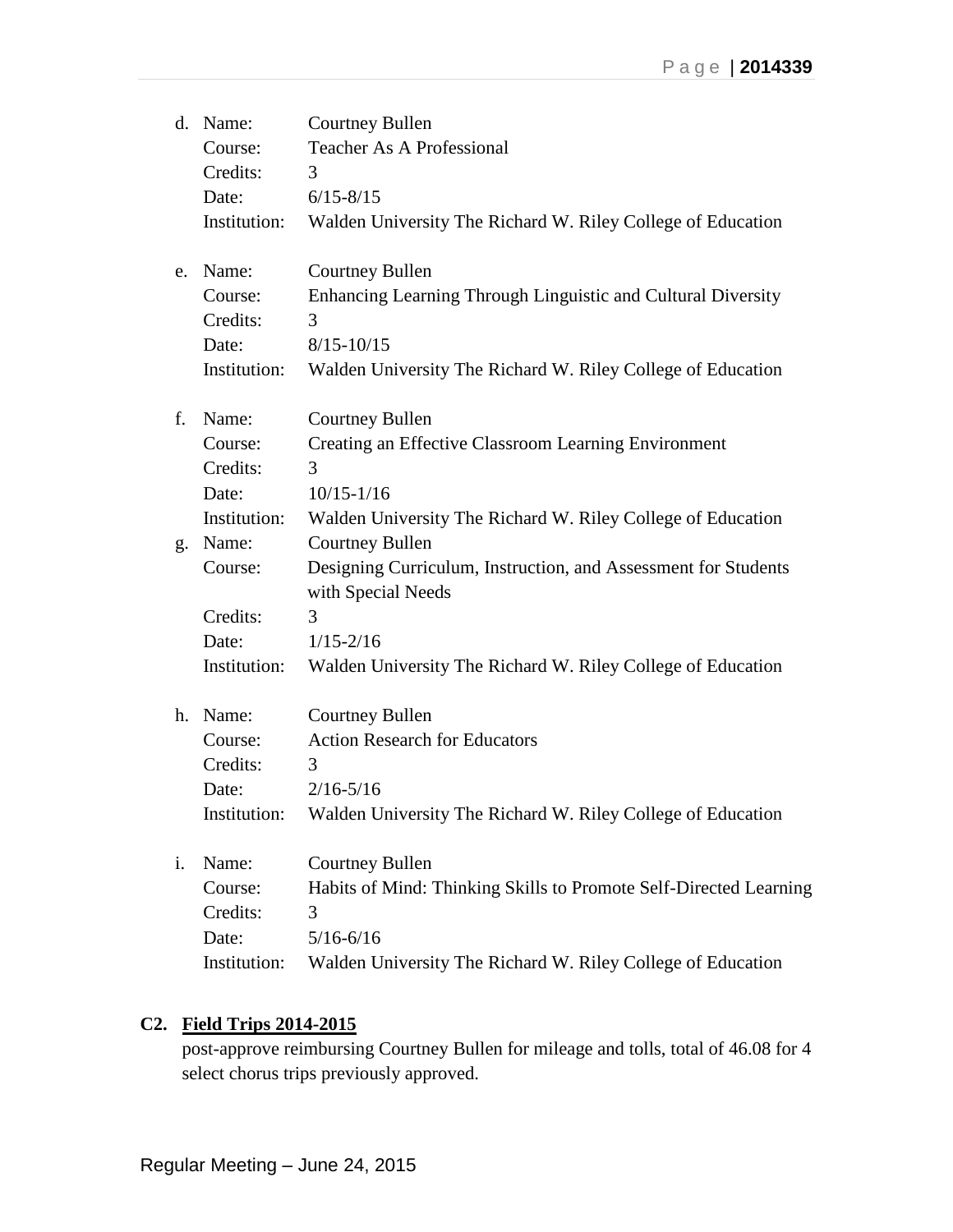d. Name: Courtney Bullen
   Course: Teacher As A Professional
   Credits: 3
   Date: 6/15-8/15
   Institution: Walden University The Richard W. Riley College of Education

e. Name: Courtney Bullen
   Course: Enhancing Learning Through Linguistic and Cultural Diversity
   Credits: 3
   Date: 8/15-10/15
   Institution: Walden University The Richard W. Riley College of Education

f. Name: Courtney Bullen
   Course: Creating an Effective Classroom Learning Environment
   Credits: 3
   Date: 10/15-1/16
   Institution: Walden University The Richard W. Riley College of Education

g. Name: Courtney Bullen
   Course: Designing Curriculum, Instruction, and Assessment for Students with Special Needs
   Credits: 3
   Date: 1/15-2/16
   Institution: Walden University The Richard W. Riley College of Education

h. Name: Courtney Bullen
   Course: Action Research for Educators
   Credits: 3
   Date: 2/16-5/16
   Institution: Walden University The Richard W. Riley College of Education

i. Name: Courtney Bullen
   Course: Habits of Mind: Thinking Skills to Promote Self-Directed Learning
   Credits: 3
   Date: 5/16-6/16
   Institution: Walden University The Richard W. Riley College of Education

**C2. <u>Field Trips 2014-2015</u>**

post-approve reimbursing Courtney Bullen for mileage and tolls, total of 46.08 for 4 select chorus trips previously approved.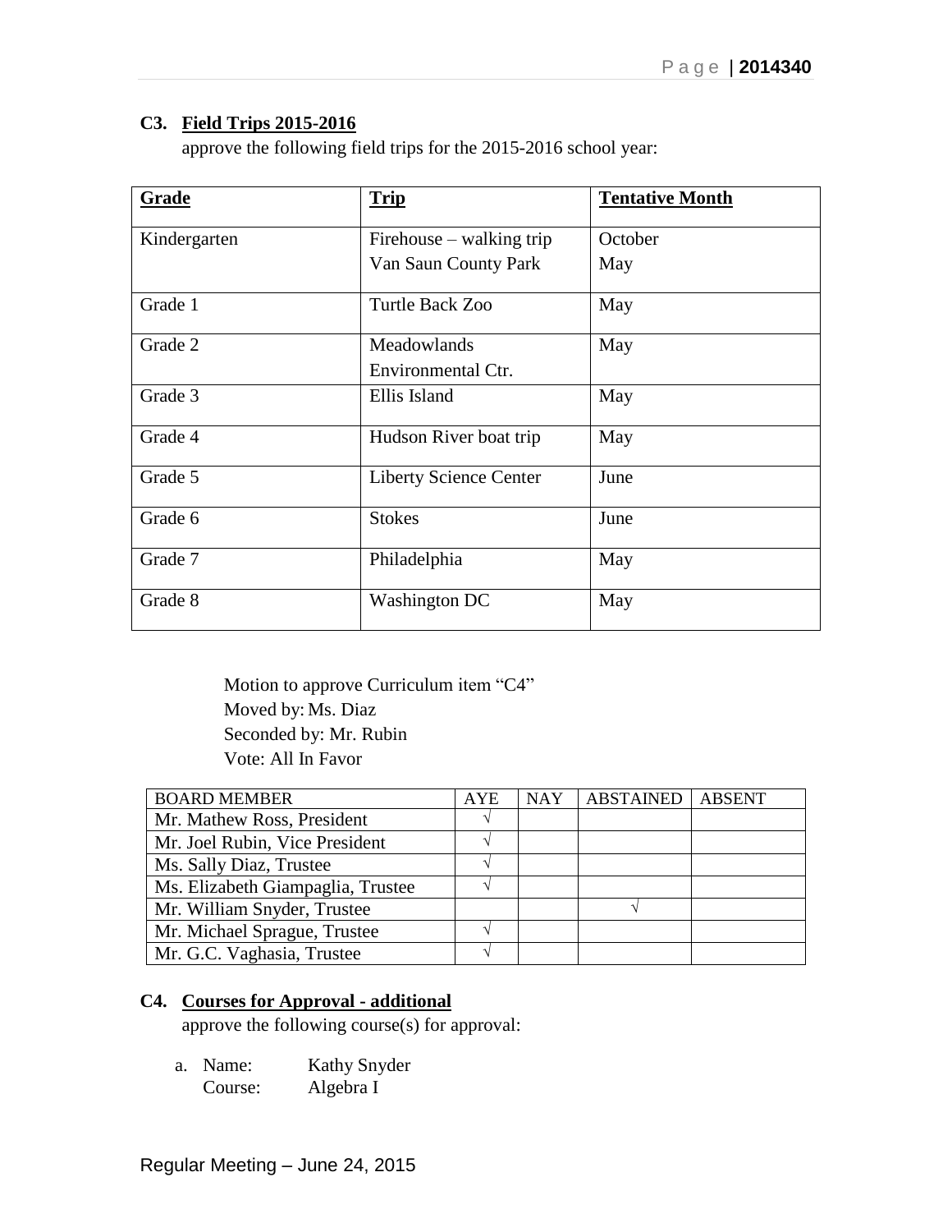**C3. Field Trips 2015-2016**

approve the following field trips for the 2015-2016 school year:

| **Grade** | **Trip** | **Tentative Month** |
|---|---|---|
| Kindergarten | Firehouse – walking trip<br>Van Saun County Park | October<br>May |
| Grade 1 | Turtle Back Zoo | May |
| Grade 2 | Meadowlands Environmental Ctr. | May |
| Grade 3 | Ellis Island | May |
| Grade 4 | Hudson River boat trip | May |
| Grade 5 | Liberty Science Center | June |
| Grade 6 | Stokes | June |
| Grade 7 | Philadelphia | May |
| Grade 8 | Washington DC | May |

Motion to approve Curriculum item "C4"
Moved by: Ms. Diaz
Seconded by: Mr. Rubin
Vote: All In Favor

| BOARD MEMBER | AYE | NAY | ABSTAINED | ABSENT |
|---|---|---|---|---|
| Mr. Mathew Ross, President | √ | | | |
| Mr. Joel Rubin, Vice President | √ | | | |
| Ms. Sally Diaz, Trustee | √ | | | |
| Ms. Elizabeth Giampaglia, Trustee | √ | | | |
| Mr. William Snyder, Trustee | | | √ | |
| Mr. Michael Sprague, Trustee | √ | | | |
| Mr. G.C. Vaghasia, Trustee | √ | | | |

**C4. Courses for Approval - additional**

approve the following course(s) for approval:

a. Name: Kathy Snyder
   Course: Algebra I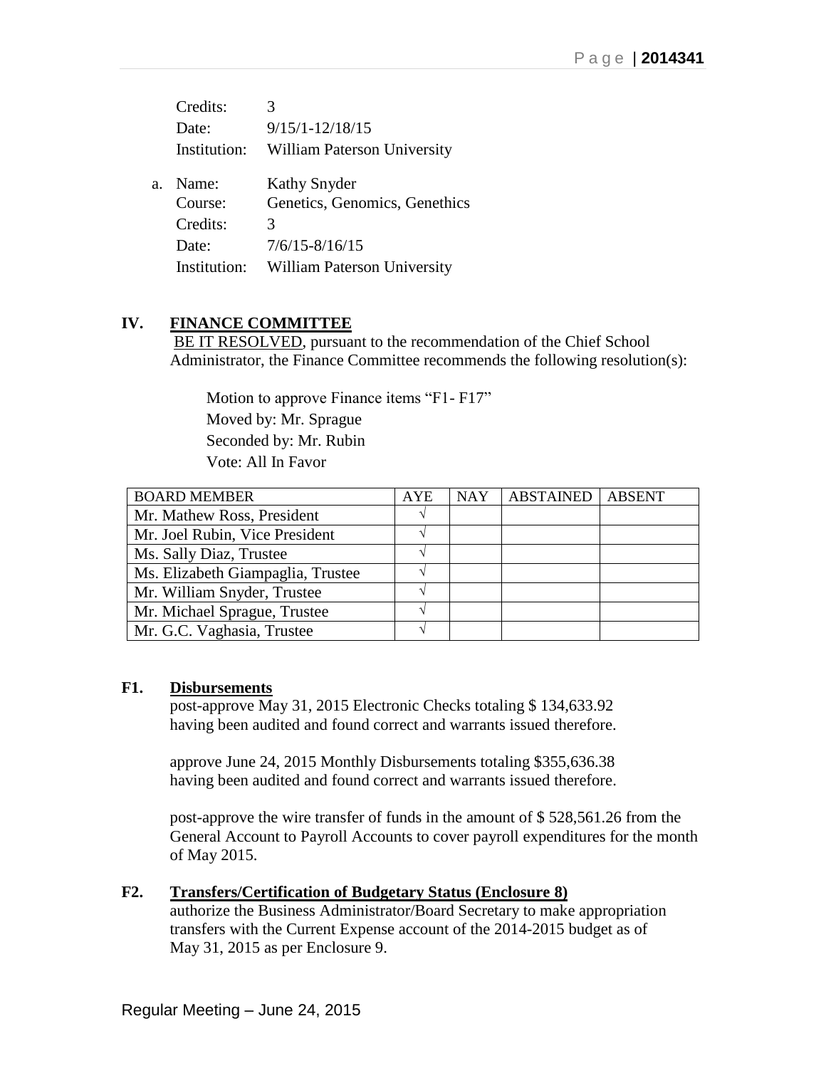Credits: 3
Date: 9/15/1-12/18/15
Institution: William Paterson University

a. Name: Kathy Snyder
   Course: Genetics, Genomics, Genethics
   Credits: 3
   Date: 7/6/15-8/16/15
   Institution: William Paterson University

## IV. FINANCE COMMITTEE

BE IT RESOLVED, pursuant to the recommendation of the Chief School Administrator, the Finance Committee recommends the following resolution(s):

Motion to approve Finance items "F1- F17"
Moved by: Mr. Sprague
Seconded by: Mr. Rubin
Vote: All In Favor

| BOARD MEMBER | AYE | NAY | ABSTAINED | ABSENT |
|---|---|---|---|---|
| Mr. Mathew Ross, President | √ | | | |
| Mr. Joel Rubin, Vice President | √ | | | |
| Ms. Sally Diaz, Trustee | √ | | | |
| Ms. Elizabeth Giampaglia, Trustee | √ | | | |
| Mr. William Snyder, Trustee | √ | | | |
| Mr. Michael Sprague, Trustee | √ | | | |
| Mr. G.C. Vaghasia, Trustee | √ | | | |

**F1. Disbursements**

post-approve May 31, 2015 Electronic Checks totaling $ 134,633.92 having been audited and found correct and warrants issued therefore.

approve June 24, 2015 Monthly Disbursements totaling $355,636.38 having been audited and found correct and warrants issued therefore.

post-approve the wire transfer of funds in the amount of $ 528,561.26 from the General Account to Payroll Accounts to cover payroll expenditures for the month of May 2015.

**F2. Transfers/Certification of Budgetary Status (Enclosure 8)**

authorize the Business Administrator/Board Secretary to make appropriation transfers with the Current Expense account of the 2014-2015 budget as of May 31, 2015 as per Enclosure 9.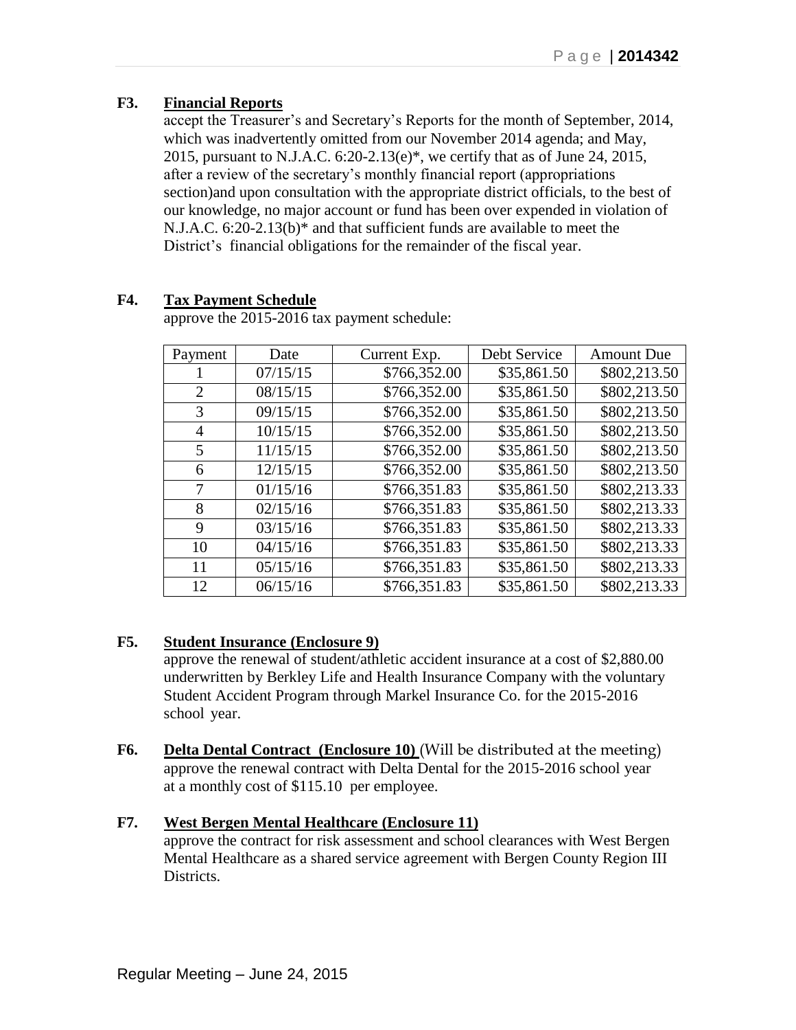**F3. Financial Reports**

accept the Treasurer's and Secretary's Reports for the month of September, 2014, which was inadvertently omitted from our November 2014 agenda; and May, 2015, pursuant to N.J.A.C. 6:20-2.13(e)*, we certify that as of June 24, 2015, after a review of the secretary's monthly financial report (appropriations section)and upon consultation with the appropriate district officials, to the best of our knowledge, no major account or fund has been over expended in violation of N.J.A.C. 6:20-2.13(b)* and that sufficient funds are available to meet the District's financial obligations for the remainder of the fiscal year.

**F4. Tax Payment Schedule**

approve the 2015-2016 tax payment schedule:

| Payment | Date | Current Exp. | Debt Service | Amount Due |
|---|---|---|---|---|
| 1 | 07/15/15 | $766,352.00 | $35,861.50 | $802,213.50 |
| 2 | 08/15/15 | $766,352.00 | $35,861.50 | $802,213.50 |
| 3 | 09/15/15 | $766,352.00 | $35,861.50 | $802,213.50 |
| 4 | 10/15/15 | $766,352.00 | $35,861.50 | $802,213.50 |
| 5 | 11/15/15 | $766,352.00 | $35,861.50 | $802,213.50 |
| 6 | 12/15/15 | $766,352.00 | $35,861.50 | $802,213.50 |
| 7 | 01/15/16 | $766,351.83 | $35,861.50 | $802,213.33 |
| 8 | 02/15/16 | $766,351.83 | $35,861.50 | $802,213.33 |
| 9 | 03/15/16 | $766,351.83 | $35,861.50 | $802,213.33 |
| 10 | 04/15/16 | $766,351.83 | $35,861.50 | $802,213.33 |
| 11 | 05/15/16 | $766,351.83 | $35,861.50 | $802,213.33 |
| 12 | 06/15/16 | $766,351.83 | $35,861.50 | $802,213.33 |

**F5. Student Insurance (Enclosure 9)**

approve the renewal of student/athletic accident insurance at a cost of $2,880.00 underwritten by Berkley Life and Health Insurance Company with the voluntary Student Accident Program through Markel Insurance Co. for the 2015-2016 school year.

**F6. Delta Dental Contract (Enclosure 10)** (Will be distributed at the meeting)

approve the renewal contract with Delta Dental for the 2015-2016 school year at a monthly cost of $115.10 per employee.

**F7. West Bergen Mental Healthcare (Enclosure 11)**

approve the contract for risk assessment and school clearances with West Bergen Mental Healthcare as a shared service agreement with Bergen County Region III Districts.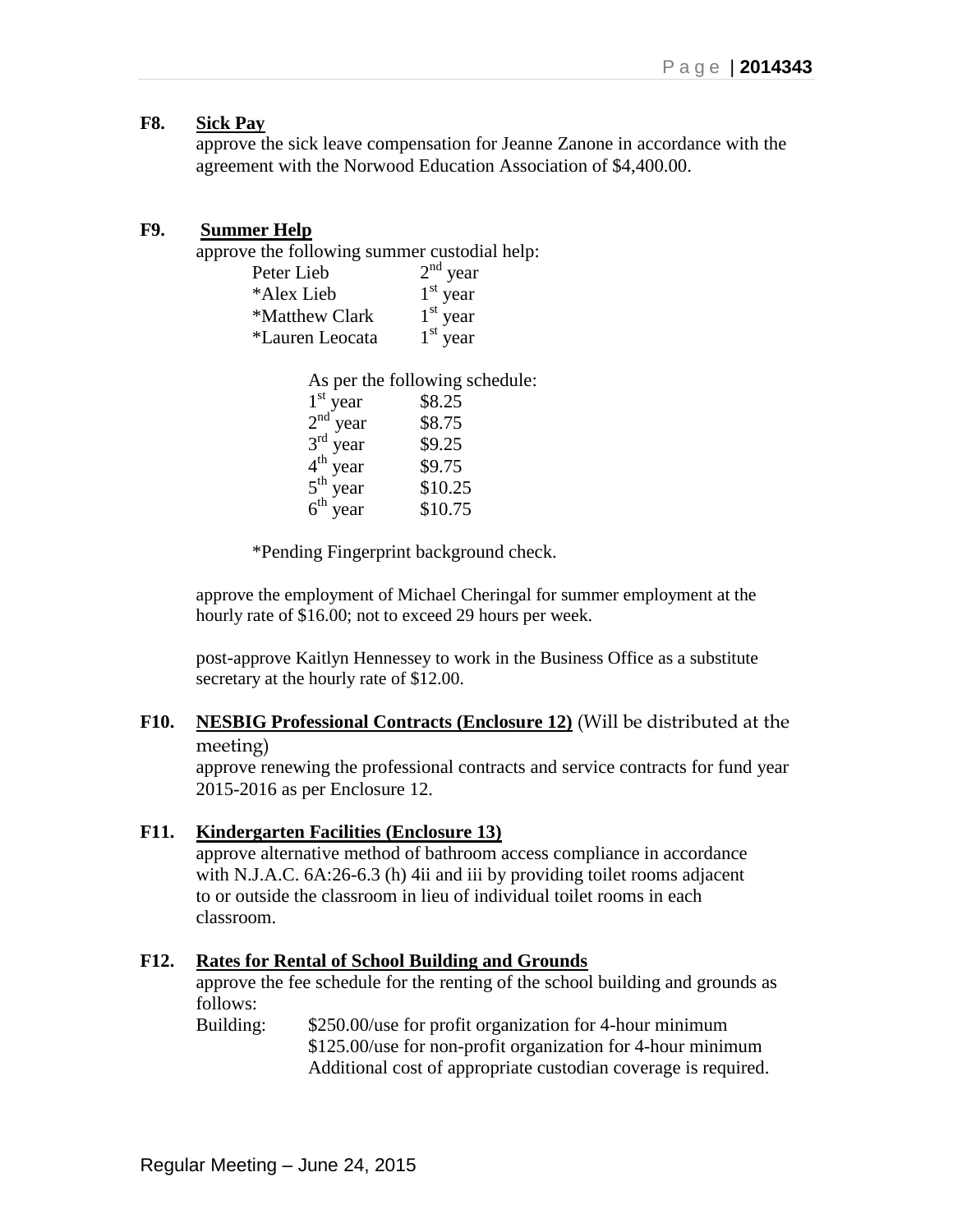**F8. Sick Pay**

approve the sick leave compensation for Jeanne Zanone in accordance with the agreement with the Norwood Education Association of $4,400.00.

**F9. Summer Help**

approve the following summer custodial help:

| | |
|---|---|
| Peter Lieb | 2nd year |
| *Alex Lieb | 1st year |
| *Matthew Clark | 1st year |
| *Lauren Leocata | 1st year |

As per the following schedule:

| | |
|---|---|
| 1st year | $8.25 |
| 2nd year | $8.75 |
| 3rd year | $9.25 |
| 4th year | $9.75 |
| 5th year | $10.25 |
| 6th year | $10.75 |

*Pending Fingerprint background check.

approve the employment of Michael Cheringal for summer employment at the hourly rate of $16.00; not to exceed 29 hours per week.

post-approve Kaitlyn Hennessey to work in the Business Office as a substitute secretary at the hourly rate of $12.00.

**F10. NESBIG Professional Contracts (Enclosure 12)** (Will be distributed at the meeting)

approve renewing the professional contracts and service contracts for fund year 2015-2016 as per Enclosure 12.

**F11. Kindergarten Facilities (Enclosure 13)**

approve alternative method of bathroom access compliance in accordance with N.J.A.C. 6A:26-6.3 (h) 4ii and iii by providing toilet rooms adjacent to or outside the classroom in lieu of individual toilet rooms in each classroom.

**F12. Rates for Rental of School Building and Grounds**

approve the fee schedule for the renting of the school building and grounds as follows:

Building: $250.00/use for profit organization for 4-hour minimum
$125.00/use for non-profit organization for 4-hour minimum
Additional cost of appropriate custodian coverage is required.

Regular Meeting – June 24, 2015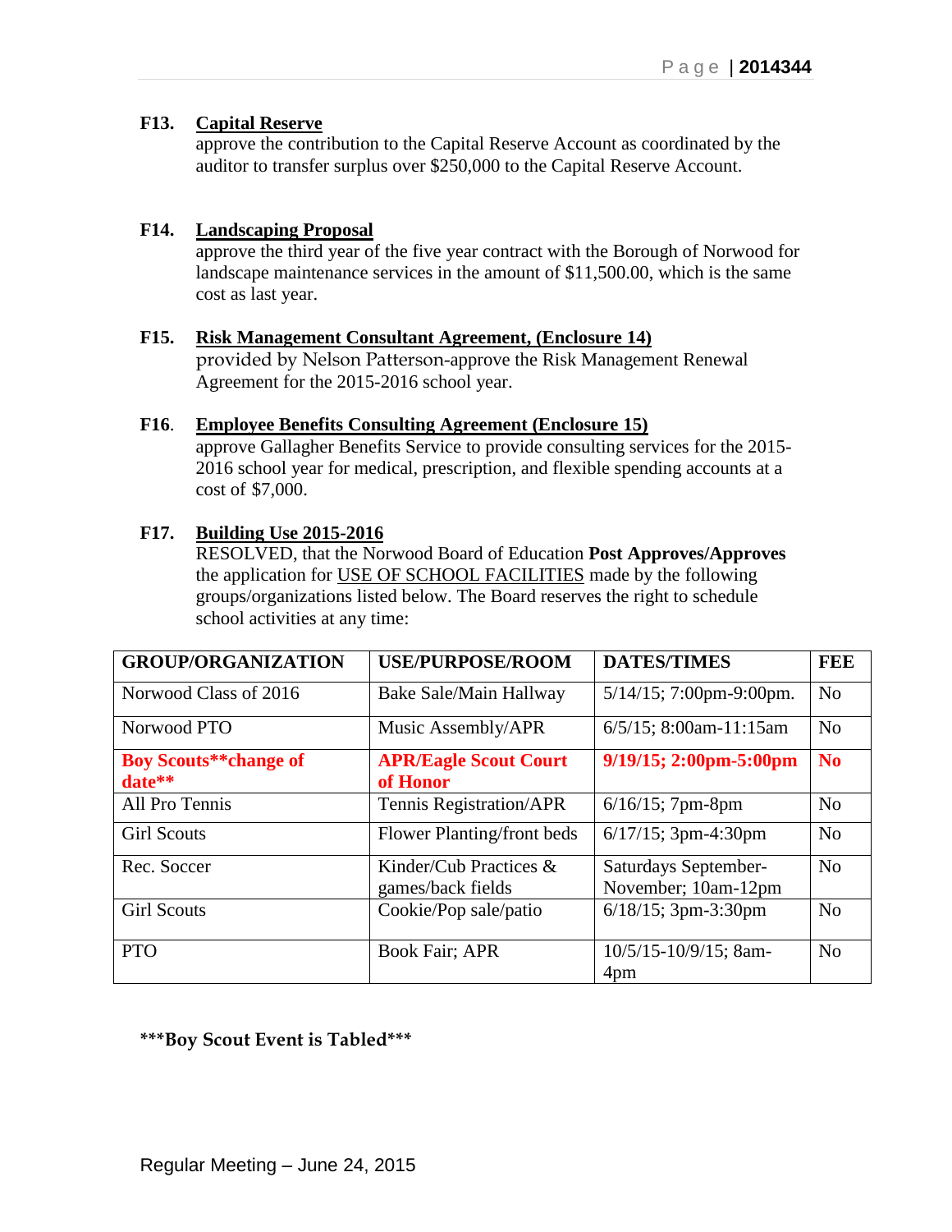**F13. Capital Reserve**
approve the contribution to the Capital Reserve Account as coordinated by the auditor to transfer surplus over $250,000 to the Capital Reserve Account.

**F14. Landscaping Proposal**
approve the third year of the five year contract with the Borough of Norwood for landscape maintenance services in the amount of $11,500.00, which is the same cost as last year.

**F15. Risk Management Consultant Agreement, (Enclosure 14)**
provided by Nelson Patterson-approve the Risk Management Renewal Agreement for the 2015-2016 school year.

**F16. Employee Benefits Consulting Agreement (Enclosure 15)**
approve Gallagher Benefits Service to provide consulting services for the 2015-2016 school year for medical, prescription, and flexible spending accounts at a cost of $7,000.

**F17. Building Use 2015-2016**
RESOLVED, that the Norwood Board of Education **Post Approves/Approves** the application for USE OF SCHOOL FACILITIES made by the following groups/organizations listed below. The Board reserves the right to schedule school activities at any time:

| GROUP/ORGANIZATION | USE/PURPOSE/ROOM | DATES/TIMES | FEE |
|---|---|---|---|
| Norwood Class of 2016 | Bake Sale/Main Hallway | 5/14/15; 7:00pm-9:00pm. | No |
| Norwood PTO | Music Assembly/APR | 6/5/15; 8:00am-11:15am | No |
| **Boy Scouts**change of date**** | **APR/Eagle Scout Court of Honor** | **9/19/15; 2:00pm-5:00pm** | **No** |
| All Pro Tennis | Tennis Registration/APR | 6/16/15; 7pm-8pm | No |
| Girl Scouts | Flower Planting/front beds | 6/17/15; 3pm-4:30pm | No |
| Rec. Soccer | Kinder/Cub Practices & games/back fields | Saturdays September-November; 10am-12pm | No |
| Girl Scouts | Cookie/Pop sale/patio | 6/18/15; 3pm-3:30pm | No |
| PTO | Book Fair; APR | 10/5/15-10/9/15; 8am-4pm | No |

**\*\*\*Boy Scout Event is Tabled\*\*\***

Regular Meeting – June 24, 2015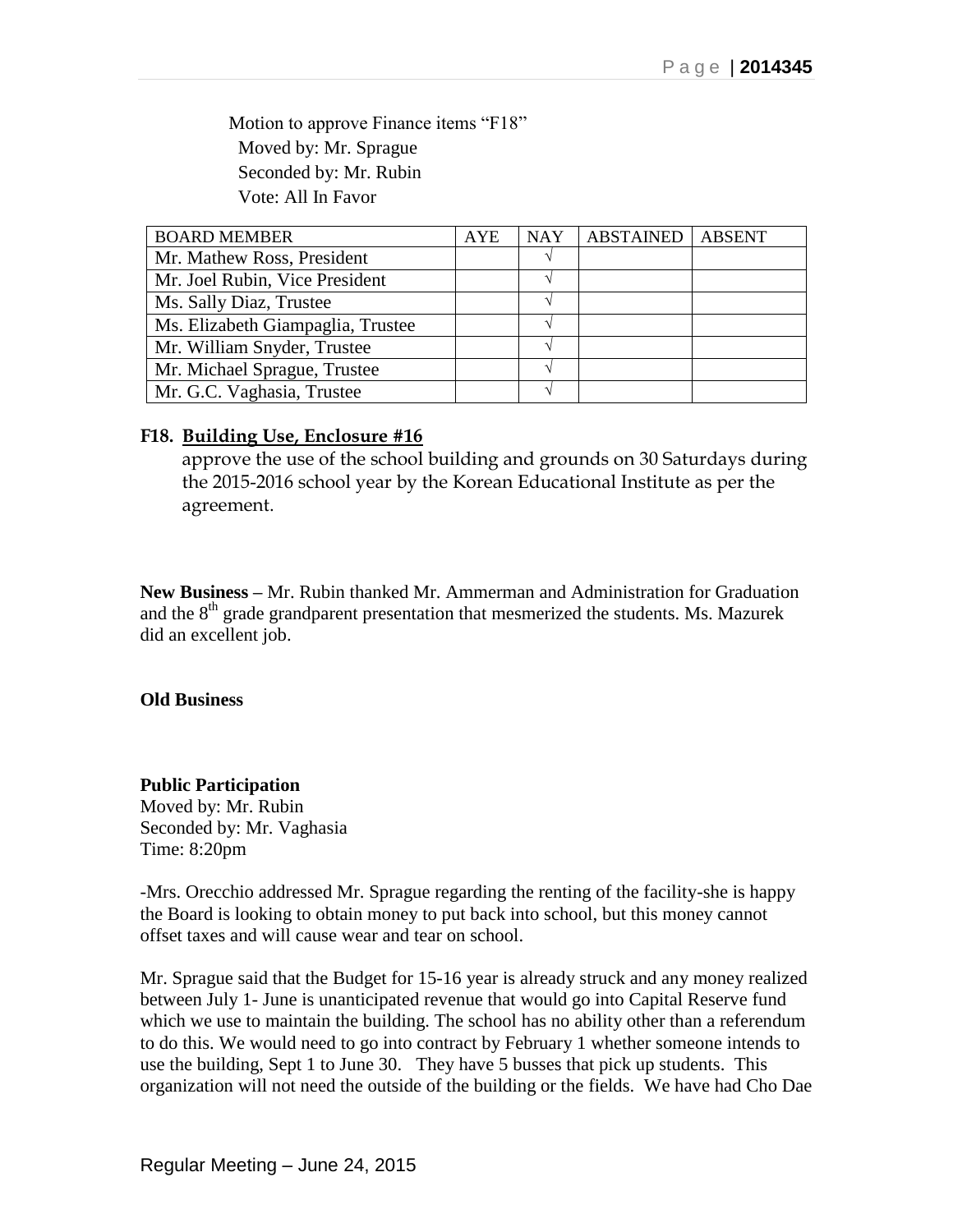Motion to approve Finance items "F18"
Moved by: Mr. Sprague
Seconded by: Mr. Rubin
Vote: All In Favor

| BOARD MEMBER | AYE | NAY | ABSTAINED | ABSENT |
|---|---|---|---|---|
| Mr. Mathew Ross, President | | √ | | |
| Mr. Joel Rubin, Vice President | | √ | | |
| Ms. Sally Diaz, Trustee | | √ | | |
| Ms. Elizabeth Giampaglia, Trustee | | √ | | |
| Mr. William Snyder, Trustee | | √ | | |
| Mr. Michael Sprague, Trustee | | √ | | |
| Mr. G.C. Vaghasia, Trustee | | √ | | |

**F18. Building Use, Enclosure #16**
approve the use of the school building and grounds on 30 Saturdays during the 2015-2016 school year by the Korean Educational Institute as per the agreement.

**New Business –** Mr. Rubin thanked Mr. Ammerman and Administration for Graduation and the 8th grade grandparent presentation that mesmerized the students. Ms. Mazurek did an excellent job.

**Old Business**

**Public Participation**
Moved by: Mr. Rubin
Seconded by: Mr. Vaghasia
Time: 8:20pm

-Mrs. Orecchio addressed Mr. Sprague regarding the renting of the facility-she is happy the Board is looking to obtain money to put back into school, but this money cannot offset taxes and will cause wear and tear on school.

Mr. Sprague said that the Budget for 15-16 year is already struck and any money realized between July 1- June is unanticipated revenue that would go into Capital Reserve fund which we use to maintain the building. The school has no ability other than a referendum to do this. We would need to go into contract by February 1 whether someone intends to use the building, Sept 1 to June 30. They have 5 busses that pick up students. This organization will not need the outside of the building or the fields. We have had Cho Dae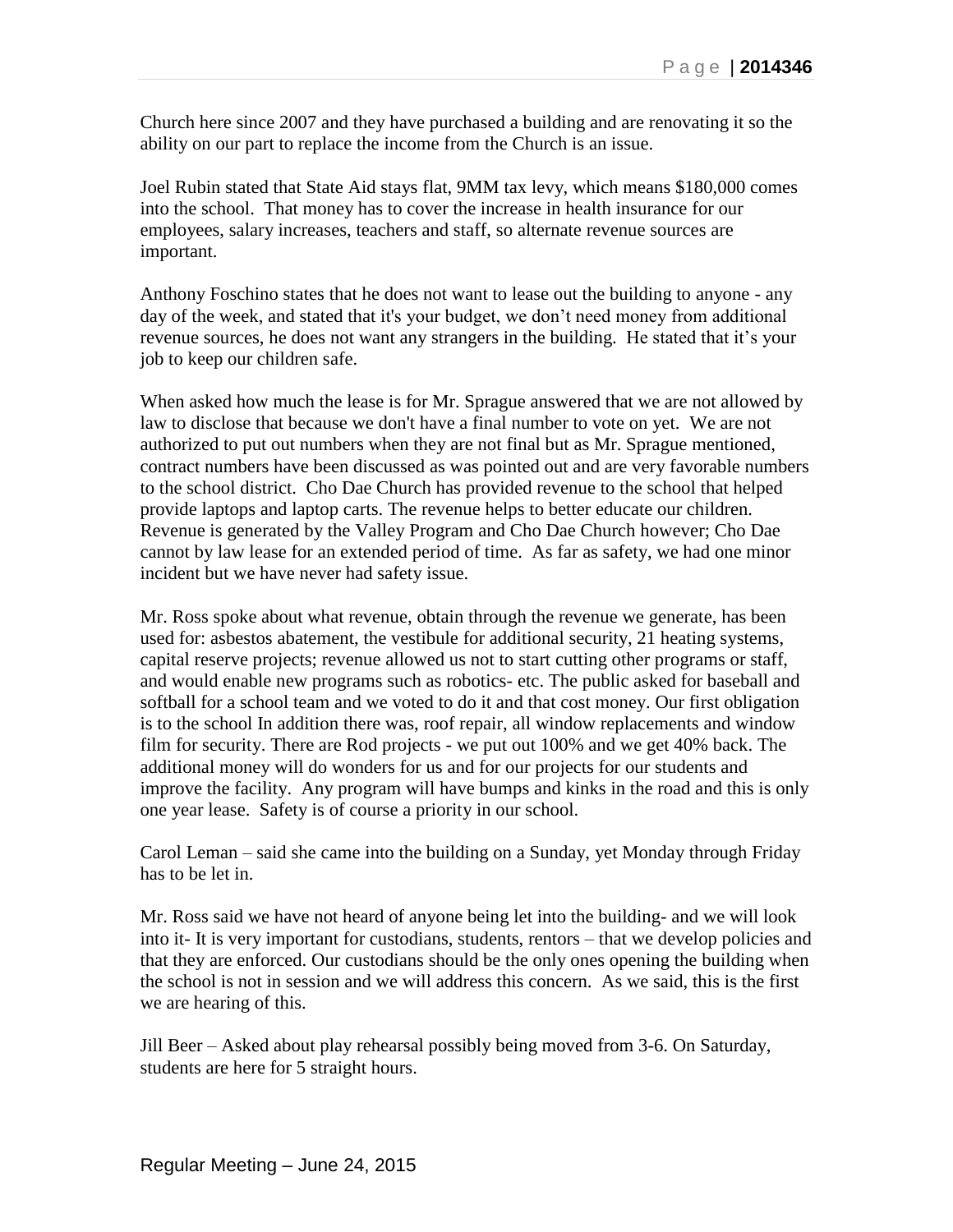Church here since 2007 and they have purchased a building and are renovating it so the ability on our part to replace the income from the Church is an issue.

Joel Rubin stated that State Aid stays flat, 9MM tax levy, which means $180,000 comes into the school. That money has to cover the increase in health insurance for our employees, salary increases, teachers and staff, so alternate revenue sources are important.

Anthony Foschino states that he does not want to lease out the building to anyone - any day of the week, and stated that it's your budget, we don't need money from additional revenue sources, he does not want any strangers in the building. He stated that it's your job to keep our children safe.

When asked how much the lease is for Mr. Sprague answered that we are not allowed by law to disclose that because we don't have a final number to vote on yet. We are not authorized to put out numbers when they are not final but as Mr. Sprague mentioned, contract numbers have been discussed as was pointed out and are very favorable numbers to the school district. Cho Dae Church has provided revenue to the school that helped provide laptops and laptop carts. The revenue helps to better educate our children. Revenue is generated by the Valley Program and Cho Dae Church however; Cho Dae cannot by law lease for an extended period of time. As far as safety, we had one minor incident but we have never had safety issue.

Mr. Ross spoke about what revenue, obtain through the revenue we generate, has been used for: asbestos abatement, the vestibule for additional security, 21 heating systems, capital reserve projects; revenue allowed us not to start cutting other programs or staff, and would enable new programs such as robotics- etc. The public asked for baseball and softball for a school team and we voted to do it and that cost money. Our first obligation is to the school In addition there was, roof repair, all window replacements and window film for security. There are Rod projects - we put out 100% and we get 40% back. The additional money will do wonders for us and for our projects for our students and improve the facility. Any program will have bumps and kinks in the road and this is only one year lease. Safety is of course a priority in our school.

Carol Leman – said she came into the building on a Sunday, yet Monday through Friday has to be let in.

Mr. Ross said we have not heard of anyone being let into the building- and we will look into it- It is very important for custodians, students, rentors – that we develop policies and that they are enforced. Our custodians should be the only ones opening the building when the school is not in session and we will address this concern. As we said, this is the first we are hearing of this.

Jill Beer – Asked about play rehearsal possibly being moved from 3-6. On Saturday, students are here for 5 straight hours.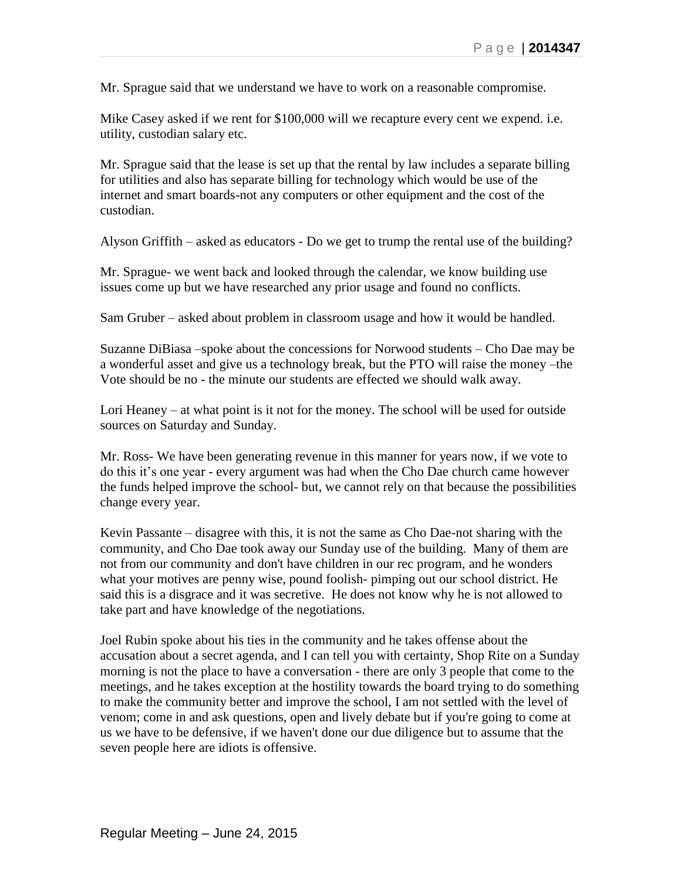Mr. Sprague said that we understand we have to work on a reasonable compromise.

Mike Casey asked if we rent for $100,000 will we recapture every cent we expend. i.e. utility, custodian salary etc.

Mr. Sprague said that the lease is set up that the rental by law includes a separate billing for utilities and also has separate billing for technology which would be use of the internet and smart boards-not any computers or other equipment and the cost of the custodian.

Alyson Griffith – asked as educators - Do we get to trump the rental use of the building?

Mr. Sprague- we went back and looked through the calendar, we know building use issues come up but we have researched any prior usage and found no conflicts.

Sam Gruber – asked about problem in classroom usage and how it would be handled.

Suzanne DiBiasa –spoke about the concessions for Norwood students – Cho Dae may be a wonderful asset and give us a technology break, but the PTO will raise the money –the Vote should be no - the minute our students are effected we should walk away.

Lori Heaney – at what point is it not for the money. The school will be used for outside sources on Saturday and Sunday.

Mr. Ross- We have been generating revenue in this manner for years now, if we vote to do this it's one year - every argument was had when the Cho Dae church came however the funds helped improve the school- but, we cannot rely on that because the possibilities change every year.

Kevin Passante – disagree with this, it is not the same as Cho Dae-not sharing with the community, and Cho Dae took away our Sunday use of the building. Many of them are not from our community and don't have children in our rec program, and he wonders what your motives are penny wise, pound foolish- pimping out our school district. He said this is a disgrace and it was secretive. He does not know why he is not allowed to take part and have knowledge of the negotiations.

Joel Rubin spoke about his ties in the community and he takes offense about the accusation about a secret agenda, and I can tell you with certainty, Shop Rite on a Sunday morning is not the place to have a conversation - there are only 3 people that come to the meetings, and he takes exception at the hostility towards the board trying to do something to make the community better and improve the school, I am not settled with the level of venom; come in and ask questions, open and lively debate but if you're going to come at us we have to be defensive, if we haven't done our due diligence but to assume that the seven people here are idiots is offensive.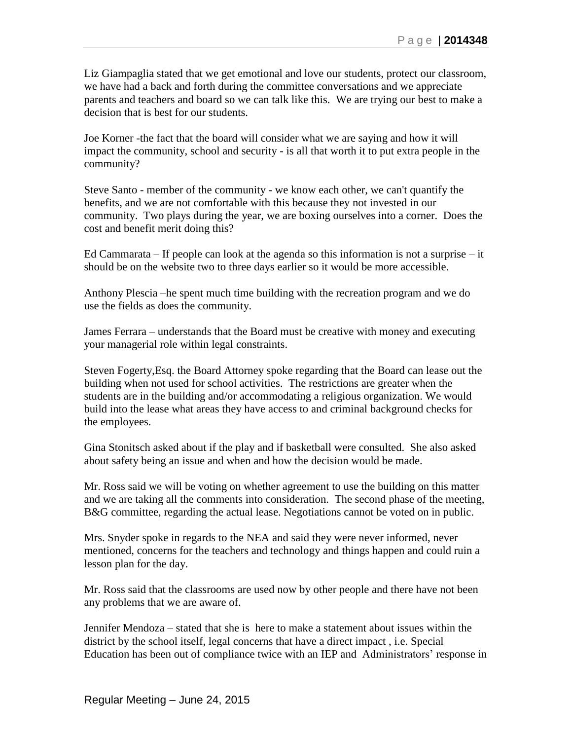Liz Giampaglia stated that we get emotional and love our students, protect our classroom, we have had a back and forth during the committee conversations and we appreciate parents and teachers and board so we can talk like this. We are trying our best to make a decision that is best for our students.

Joe Korner -the fact that the board will consider what we are saying and how it will impact the community, school and security - is all that worth it to put extra people in the community?

Steve Santo - member of the community - we know each other, we can't quantify the benefits, and we are not comfortable with this because they not invested in our community. Two plays during the year, we are boxing ourselves into a corner. Does the cost and benefit merit doing this?

Ed Cammarata – If people can look at the agenda so this information is not a surprise – it should be on the website two to three days earlier so it would be more accessible.

Anthony Plescia –he spent much time building with the recreation program and we do use the fields as does the community.

James Ferrara – understands that the Board must be creative with money and executing your managerial role within legal constraints.

Steven Fogerty,Esq. the Board Attorney spoke regarding that the Board can lease out the building when not used for school activities. The restrictions are greater when the students are in the building and/or accommodating a religious organization. We would build into the lease what areas they have access to and criminal background checks for the employees.

Gina Stonitsch asked about if the play and if basketball were consulted. She also asked about safety being an issue and when and how the decision would be made.

Mr. Ross said we will be voting on whether agreement to use the building on this matter and we are taking all the comments into consideration. The second phase of the meeting, B&G committee, regarding the actual lease. Negotiations cannot be voted on in public.

Mrs. Snyder spoke in regards to the NEA and said they were never informed, never mentioned, concerns for the teachers and technology and things happen and could ruin a lesson plan for the day.

Mr. Ross said that the classrooms are used now by other people and there have not been any problems that we are aware of.

Jennifer Mendoza – stated that she is here to make a statement about issues within the district by the school itself, legal concerns that have a direct impact , i.e. Special Education has been out of compliance twice with an IEP and Administrators' response in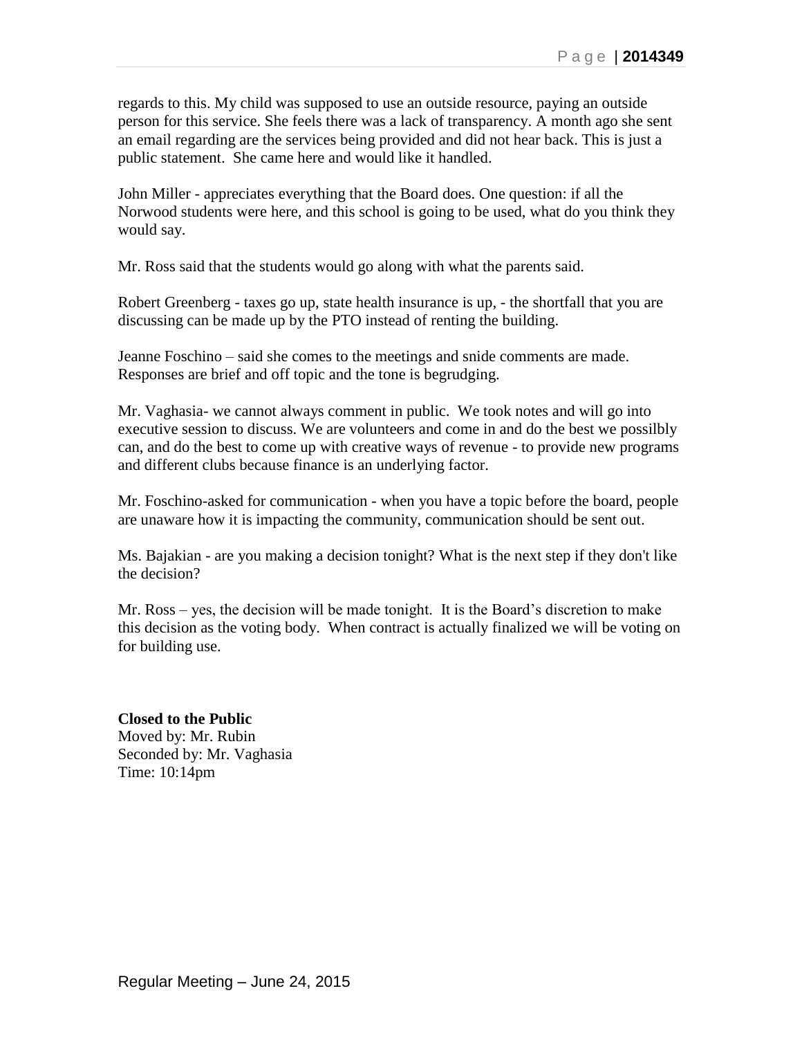regards to this. My child was supposed to use an outside resource, paying an outside person for this service. She feels there was a lack of transparency. A month ago she sent an email regarding are the services being provided and did not hear back. This is just a public statement. She came here and would like it handled.

John Miller - appreciates everything that the Board does. One question: if all the Norwood students were here, and this school is going to be used, what do you think they would say.

Mr. Ross said that the students would go along with what the parents said.

Robert Greenberg - taxes go up, state health insurance is up, - the shortfall that you are discussing can be made up by the PTO instead of renting the building.

Jeanne Foschino – said she comes to the meetings and snide comments are made. Responses are brief and off topic and the tone is begrudging.

Mr. Vaghasia- we cannot always comment in public. We took notes and will go into executive session to discuss. We are volunteers and come in and do the best we possilbly can, and do the best to come up with creative ways of revenue - to provide new programs and different clubs because finance is an underlying factor.

Mr. Foschino-asked for communication - when you have a topic before the board, people are unaware how it is impacting the community, communication should be sent out.

Ms. Bajakian - are you making a decision tonight? What is the next step if they don't like the decision?

Mr. Ross – yes, the decision will be made tonight. It is the Board's discretion to make this decision as the voting body. When contract is actually finalized we will be voting on for building use.

**Closed to the Public**
Moved by: Mr. Rubin
Seconded by: Mr. Vaghasia
Time: 10:14pm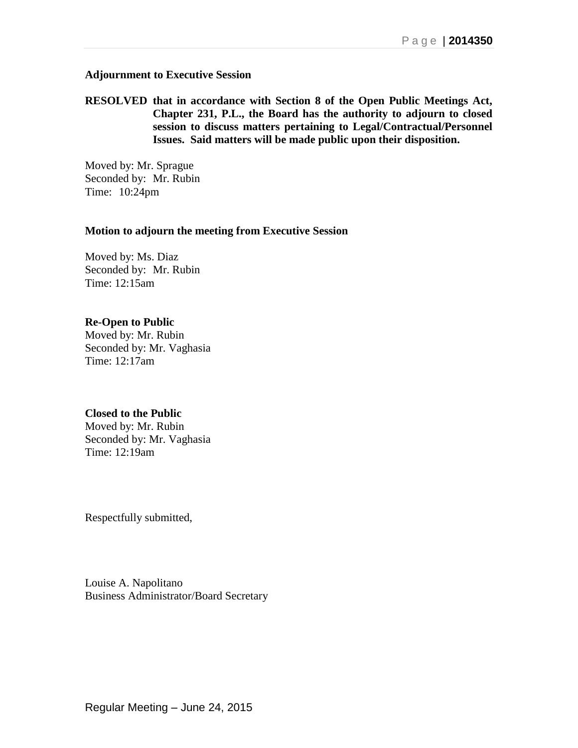**Adjournment to Executive Session**

**RESOLVED that in accordance with Section 8 of the Open Public Meetings Act, Chapter 231, P.L., the Board has the authority to adjourn to closed session to discuss matters pertaining to Legal/Contractual/Personnel Issues. Said matters will be made public upon their disposition.**

Moved by: Mr. Sprague
Seconded by: Mr. Rubin
Time: 10:24pm

**Motion to adjourn the meeting from Executive Session**

Moved by: Ms. Diaz
Seconded by: Mr. Rubin
Time: 12:15am

**Re-Open to Public**
Moved by: Mr. Rubin
Seconded by: Mr. Vaghasia
Time: 12:17am

**Closed to the Public**
Moved by: Mr. Rubin
Seconded by: Mr. Vaghasia
Time: 12:19am

Respectfully submitted,

Louise A. Napolitano
Business Administrator/Board Secretary